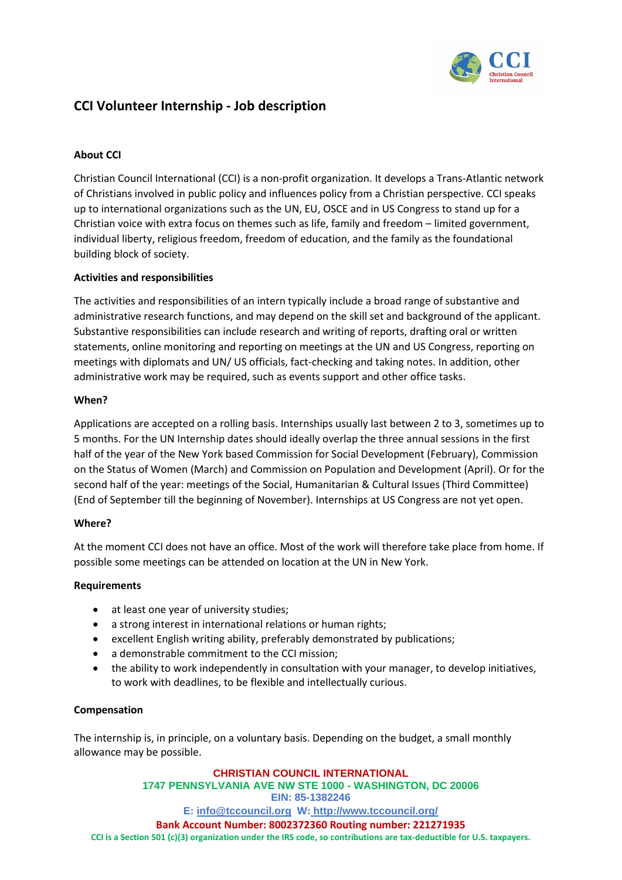# CCI Volunteer Internship - Job description

**About CCI**

Christian Council International (CCI) is a non-profit organization. It develops a Trans-Atlantic network of Christians involved in public policy and influences policy from a Christian perspective. CCI speaks up to international organizations such as the UN, EU, OSCE and in US Congress to stand up for a Christian voice with extra focus on themes such as life, family and freedom – limited government, individual liberty, religious freedom, freedom of education, and the family as the foundational building block of society.

**Activities and responsibilities**

The activities and responsibilities of an intern typically include a broad range of substantive and administrative research functions, and may depend on the skill set and background of the applicant. Substantive responsibilities can include research and writing of reports, drafting oral or written statements, online monitoring and reporting on meetings at the UN and US Congress, reporting on meetings with diplomats and UN/ US officials, fact-checking and taking notes. In addition, other administrative work may be required, such as events support and other office tasks.

**When?**

Applications are accepted on a rolling basis. Internships usually last between 2 to 3, sometimes up to 5 months. For the UN Internship dates should ideally overlap the three annual sessions in the first half of the year of the New York based Commission for Social Development (February), Commission on the Status of Women (March) and Commission on Population and Development (April). Or for the second half of the year: meetings of the Social, Humanitarian & Cultural Issues (Third Committee) (End of September till the beginning of November). Internships at US Congress are not yet open.

**Where?**

At the moment CCI does not have an office. Most of the work will therefore take place from home. If possible some meetings can be attended on location at the UN in New York.

**Requirements**

- at least one year of university studies;
- a strong interest in international relations or human rights;
- excellent English writing ability, preferably demonstrated by publications;
- a demonstrable commitment to the CCI mission;
- the ability to work independently in consultation with your manager, to develop initiatives, to work with deadlines, to be flexible and intellectually curious.

**Compensation**

The internship is, in principle, on a voluntary basis. Depending on the budget, a small monthly allowance may be possible.

**CHRISTIAN COUNCIL INTERNATIONAL**
**1747 PENNSYLVANIA AVE NW STE 1000 - WASHINGTON, DC 20006**
**EIN: 85-1382246**
**E: info@tccouncil.org W: http://www.tccouncil.org/**
**Bank Account Number: 8002372360 Routing number: 221271935**
**CCI is a Section 501 (c)(3) organization under the IRS code, so contributions are tax-deductible for U.S. taxpayers.**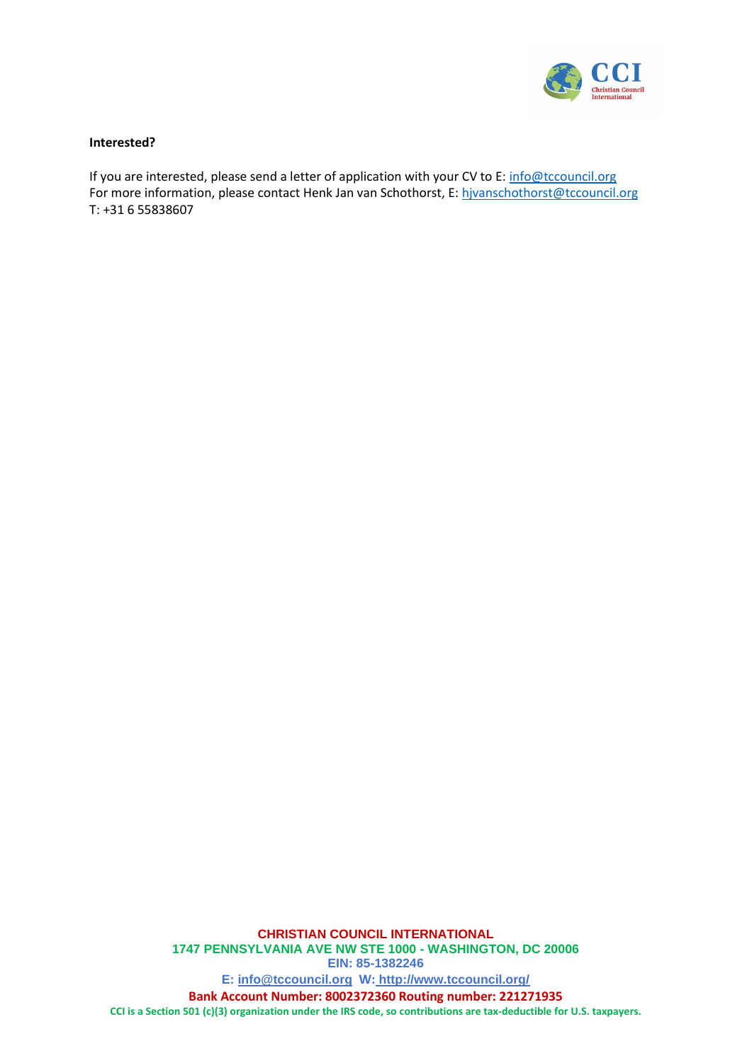**Interested?**

If you are interested, please send a letter of application with your CV to E: info@tccouncil.org
For more information, please contact Henk Jan van Schothorst, E: hjvanschothorst@tccouncil.org
T: +31 6 55838607

**CHRISTIAN COUNCIL INTERNATIONAL**
**1747 PENNSYLVANIA AVE NW STE 1000 - WASHINGTON, DC 20006**
**EIN: 85-1382246**
**E: info@tccouncil.org W: http://www.tccouncil.org/**
**Bank Account Number: 8002372360 Routing number: 221271935**
**CCI is a Section 501 (c)(3) organization under the IRS code, so contributions are tax-deductible for U.S. taxpayers.**